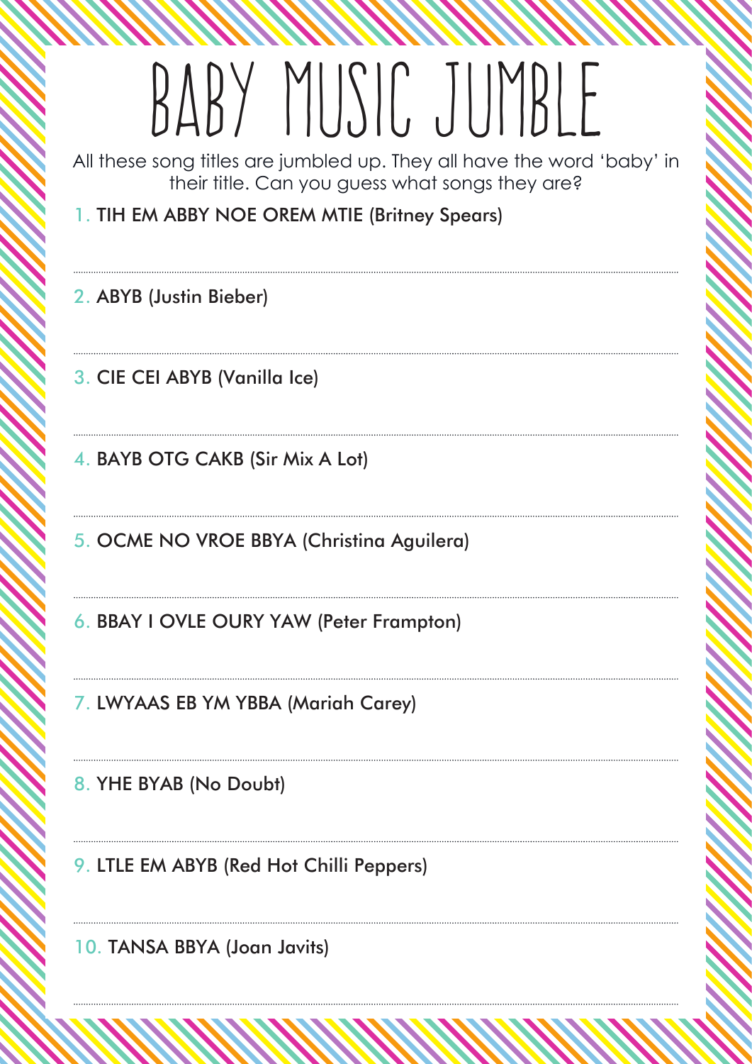# BABY MUSIC JUMBLE

All these song titles are jumbled up. They all have the word 'baby' in their title. Can you guess what songs they are?

1. TIH EM ABBY NOE OREM MTIE (Britney Spears)

2. ABYB (Justin Bieber)

3. CIE CEI ABYB (Vanilla Ice)

4. BAYB OTG CAKB (Sir Mix A Lot)

5. OCME NO VROE BBYA (Christina Aguilera)

6. BBAY I OVLE OURY YAW (Peter Frampton)

7. LWYAAS EB YM YBBA (Mariah Carey)

8. YHE BYAB (No Doubt)

9. LTLE EM ABYB (Red Hot Chilli Peppers)

10. TANSA BBYA (Joan Javits)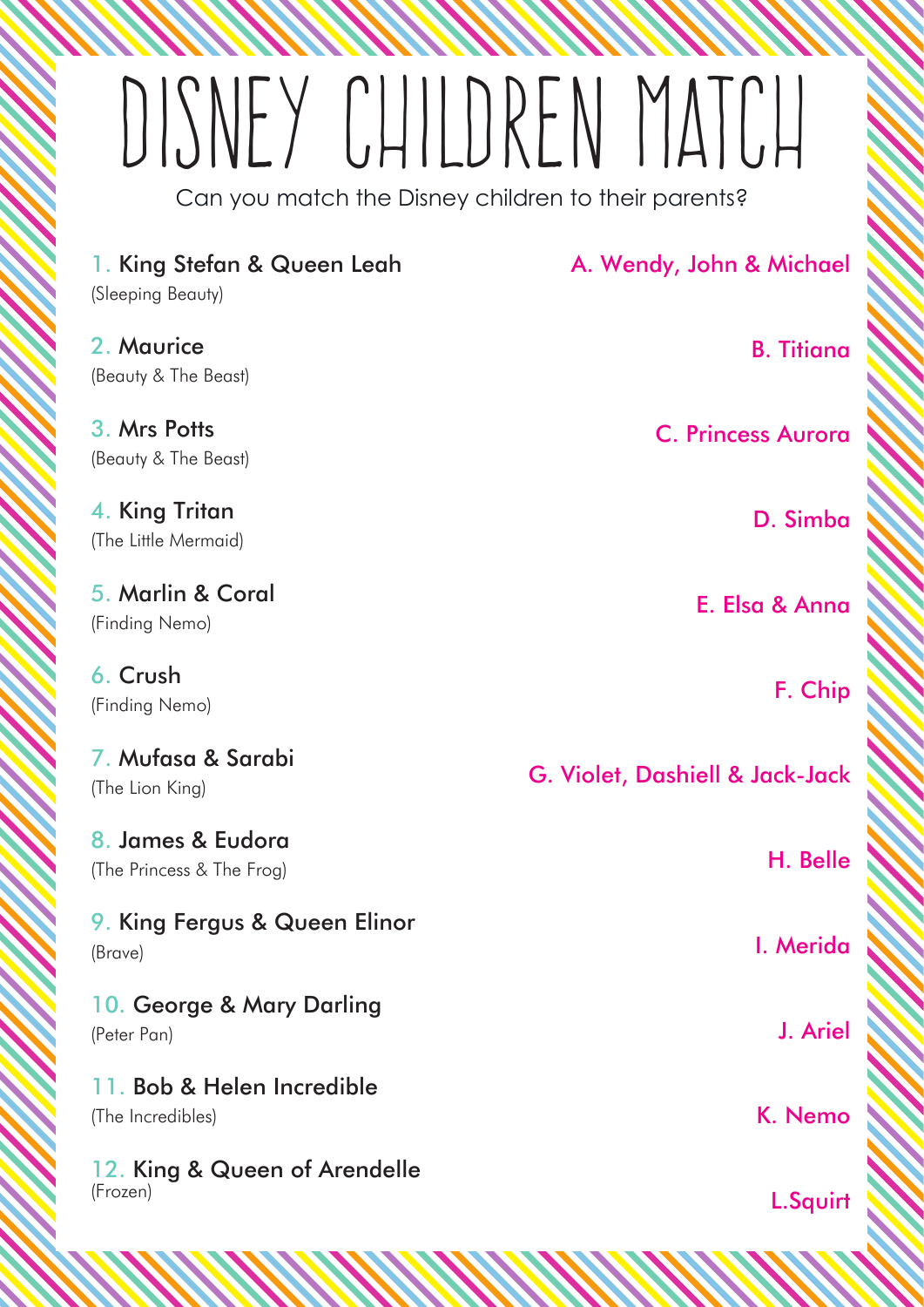# DISNEY CHILDREN MATCH

Can you match the Disney children to their parents?

| | |
|---|---|
| 1. King Stefan & Queen Leah (Sleeping Beauty) | A. Wendy, John & Michael |
| 2. Maurice (Beauty & The Beast) | B. Titiana |
| 3. Mrs Potts (Beauty & The Beast) | C. Princess Aurora |
| 4. King Tritan (The Little Mermaid) | D. Simba |
| 5. Marlin & Coral (Finding Nemo) | E. Elsa & Anna |
| 6. Crush (Finding Nemo) | F. Chip |
| 7. Mufasa & Sarabi (The Lion King) | G. Violet, Dashiell & Jack-Jack |
| 8. James & Eudora (The Princess & The Frog) | H. Belle |
| 9. King Fergus & Queen Elinor (Brave) | I. Merida |
| 10. George & Mary Darling (Peter Pan) | J. Ariel |
| 11. Bob & Helen Incredible (The Incredibles) | K. Nemo |
| 12. King & Queen of Arendelle (Frozen) | L.Squirt |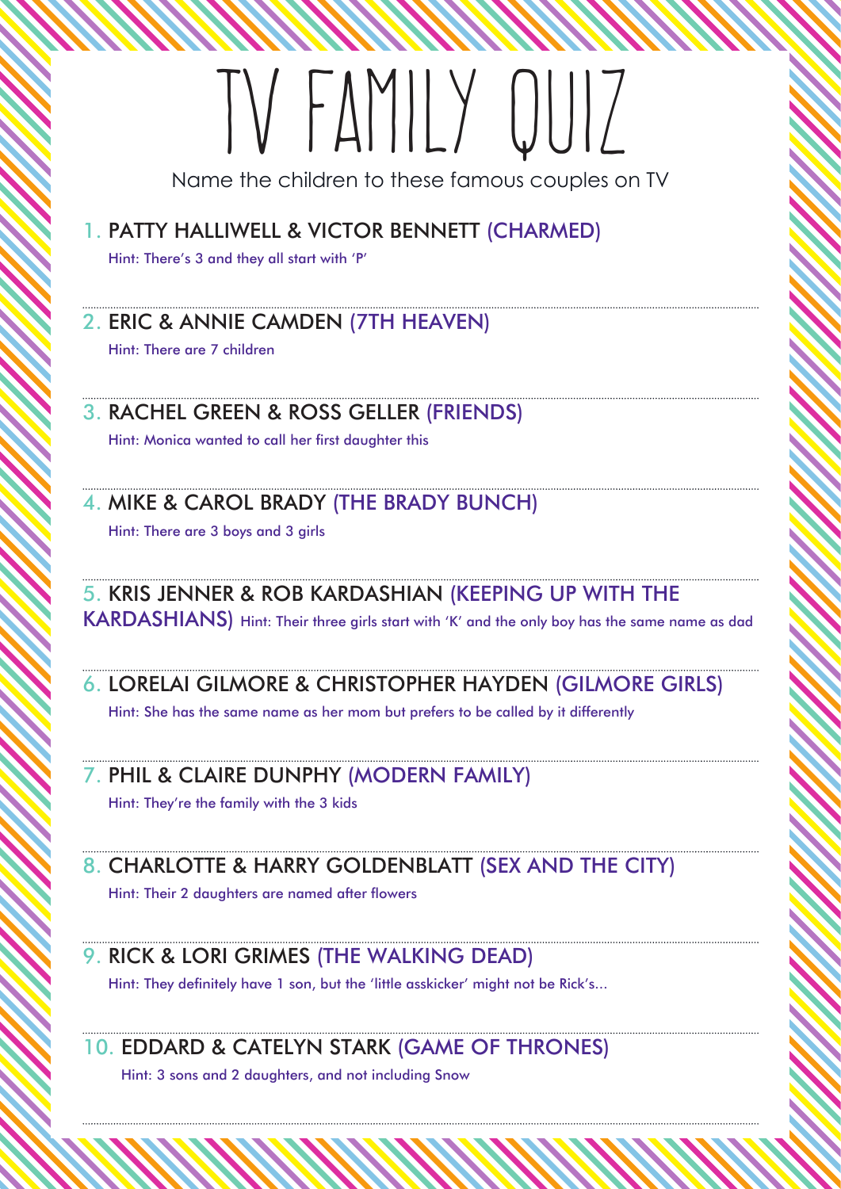# TV FAMILY QUIZ

Name the children to these famous couples on TV

1. **PATTY HALLIWELL & VICTOR BENNETT (CHARMED)**
   Hint: There's 3 and they all start with 'P'

2. **ERIC & ANNIE CAMDEN (7TH HEAVEN)**
   Hint: There are 7 children

3. **RACHEL GREEN & ROSS GELLER (FRIENDS)**
   Hint: Monica wanted to call her first daughter this

4. **MIKE & CAROL BRADY (THE BRADY BUNCH)**
   Hint: There are 3 boys and 3 girls

5. **KRIS JENNER & ROB KARDASHIAN (KEEPING UP WITH THE KARDASHIANS)** Hint: Their three girls start with 'K' and the only boy has the same name as dad

6. **LORELAI GILMORE & CHRISTOPHER HAYDEN (GILMORE GIRLS)**
   Hint: She has the same name as her mom but prefers to be called by it differently

7. **PHIL & CLAIRE DUNPHY (MODERN FAMILY)**
   Hint: They're the family with the 3 kids

8. **CHARLOTTE & HARRY GOLDENBLATT (SEX AND THE CITY)**
   Hint: Their 2 daughters are named after flowers

9. **RICK & LORI GRIMES (THE WALKING DEAD)**
   Hint: They definitely have 1 son, but the 'little asskicker' might not be Rick's...

10. **EDDARD & CATELYN STARK (GAME OF THRONES)**
    Hint: 3 sons and 2 daughters, and not including Snow